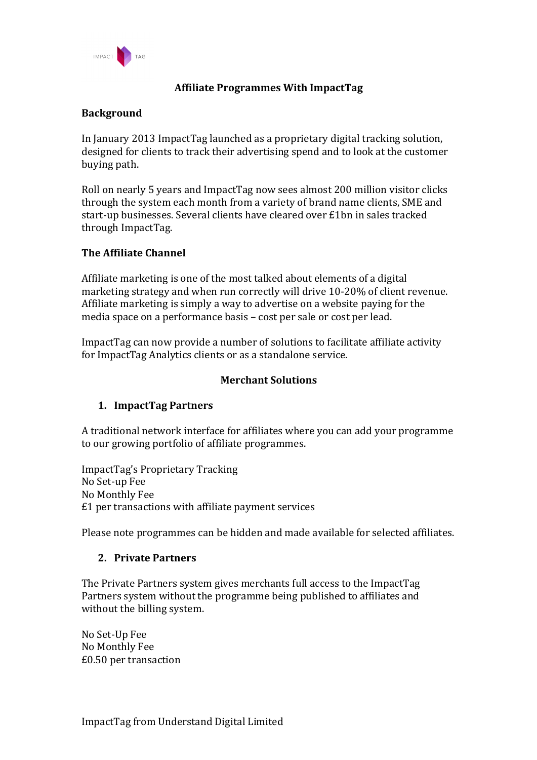IMPACT TAG

# Affiliate Programmes With ImpactTag

## Background

In January 2013 ImpactTag launched as a proprietary digital tracking solution, designed for clients to track their advertising spend and to look at the customer buying path.

Roll on nearly 5 years and ImpactTag now sees almost 200 million visitor clicks through the system each month from a variety of brand name clients, SME and start-up businesses. Several clients have cleared over £1bn in sales tracked through ImpactTag.

## The Affiliate Channel

Affiliate marketing is one of the most talked about elements of a digital marketing strategy and when run correctly will drive 10-20% of client revenue. Affiliate marketing is simply a way to advertise on a website paying for the media space on a performance basis – cost per sale or cost per lead.

ImpactTag can now provide a number of solutions to facilitate affiliate activity for ImpactTag Analytics clients or as a standalone service.

## Merchant Solutions

### 1. ImpactTag Partners

A traditional network interface for affiliates where you can add your programme to our growing portfolio of affiliate programmes.

ImpactTag's Proprietary Tracking
No Set-up Fee
No Monthly Fee
£1 per transactions with affiliate payment services

Please note programmes can be hidden and made available for selected affiliates.

### 2. Private Partners

The Private Partners system gives merchants full access to the ImpactTag Partners system without the programme being published to affiliates and without the billing system.

No Set-Up Fee
No Monthly Fee
£0.50 per transaction

ImpactTag from Understand Digital Limited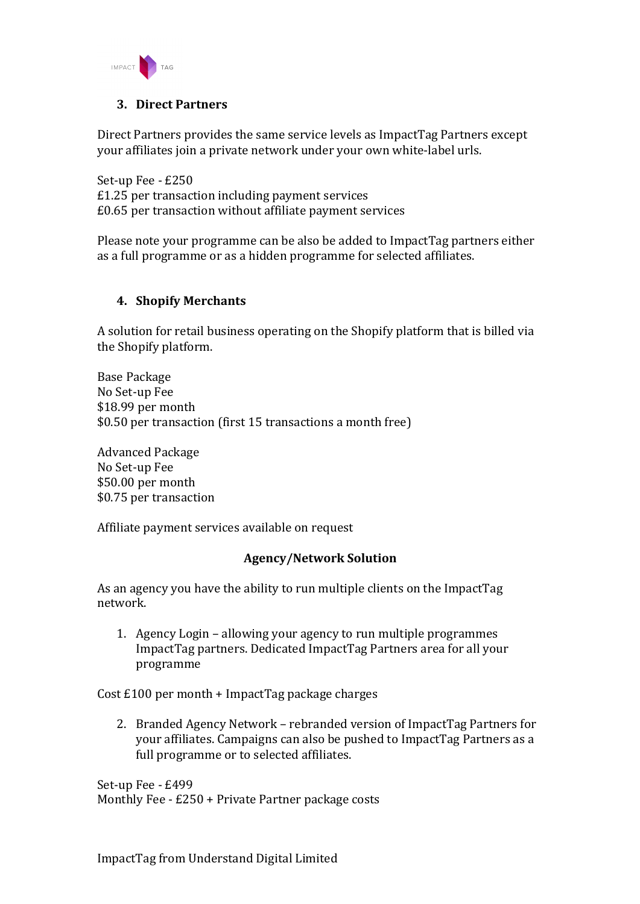### 3. Direct Partners

Direct Partners provides the same service levels as ImpactTag Partners except your affiliates join a private network under your own white-label urls.

Set-up Fee - £250
£1.25 per transaction including payment services
£0.65 per transaction without affiliate payment services

Please note your programme can be also be added to ImpactTag partners either as a full programme or as a hidden programme for selected affiliates.

### 4. Shopify Merchants

A solution for retail business operating on the Shopify platform that is billed via the Shopify platform.

Base Package
No Set-up Fee
$18.99 per month
$0.50 per transaction (first 15 transactions a month free)

Advanced Package
No Set-up Fee
$50.00 per month
$0.75 per transaction

Affiliate payment services available on request

## Agency/Network Solution

As an agency you have the ability to run multiple clients on the ImpactTag network.

1. Agency Login – allowing your agency to run multiple programmes ImpactTag partners. Dedicated ImpactTag Partners area for all your programme

Cost £100 per month + ImpactTag package charges

2. Branded Agency Network – rebranded version of ImpactTag Partners for your affiliates. Campaigns can also be pushed to ImpactTag Partners as a full programme or to selected affiliates.

Set-up Fee - £499
Monthly Fee - £250 + Private Partner package costs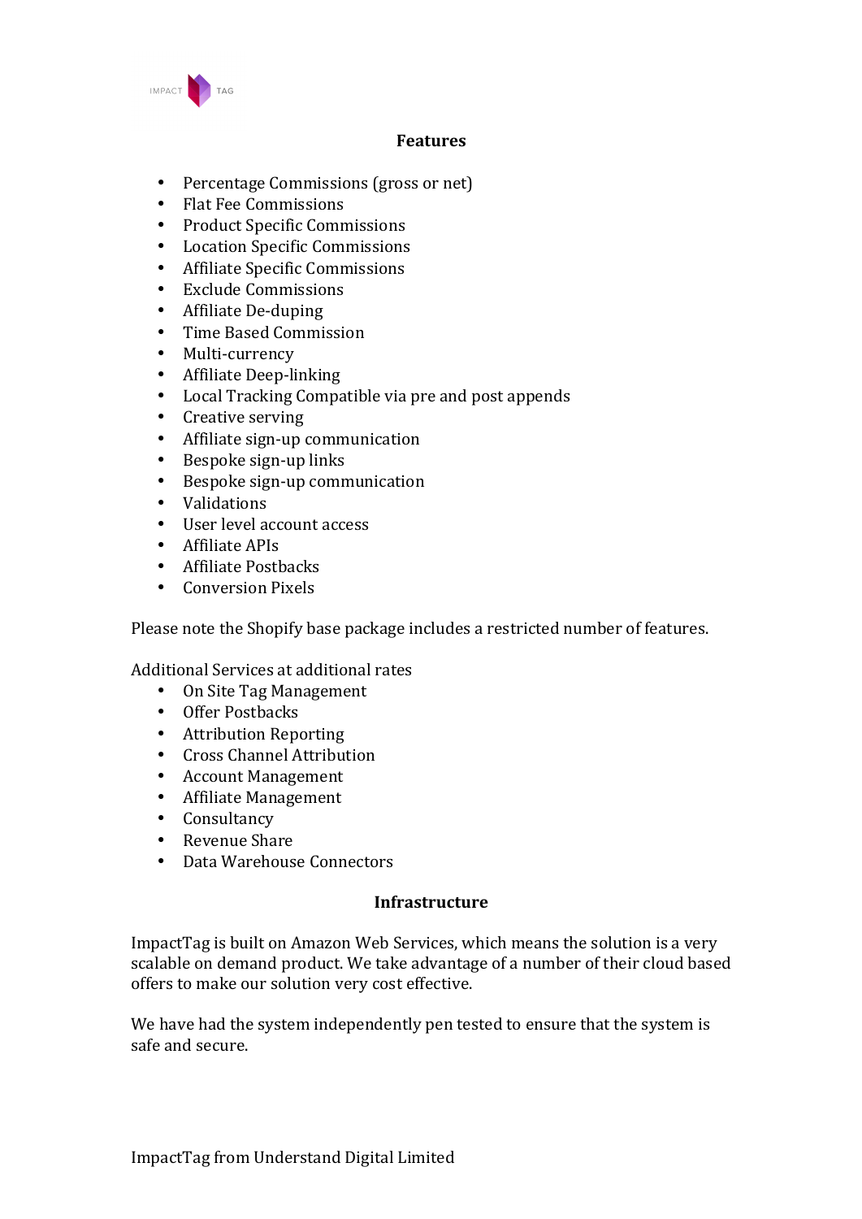## Features

- Percentage Commissions (gross or net)
- Flat Fee Commissions
- Product Specific Commissions
- Location Specific Commissions
- Affiliate Specific Commissions
- Exclude Commissions
- Affiliate De-duping
- Time Based Commission
- Multi-currency
- Affiliate Deep-linking
- Local Tracking Compatible via pre and post appends
- Creative serving
- Affiliate sign-up communication
- Bespoke sign-up links
- Bespoke sign-up communication
- Validations
- User level account access
- Affiliate APIs
- Affiliate Postbacks
- Conversion Pixels

Please note the Shopify base package includes a restricted number of features.

Additional Services at additional rates

- On Site Tag Management
- Offer Postbacks
- Attribution Reporting
- Cross Channel Attribution
- Account Management
- Affiliate Management
- Consultancy
- Revenue Share
- Data Warehouse Connectors

## Infrastructure

ImpactTag is built on Amazon Web Services, which means the solution is a very scalable on demand product. We take advantage of a number of their cloud based offers to make our solution very cost effective.

We have had the system independently pen tested to ensure that the system is safe and secure.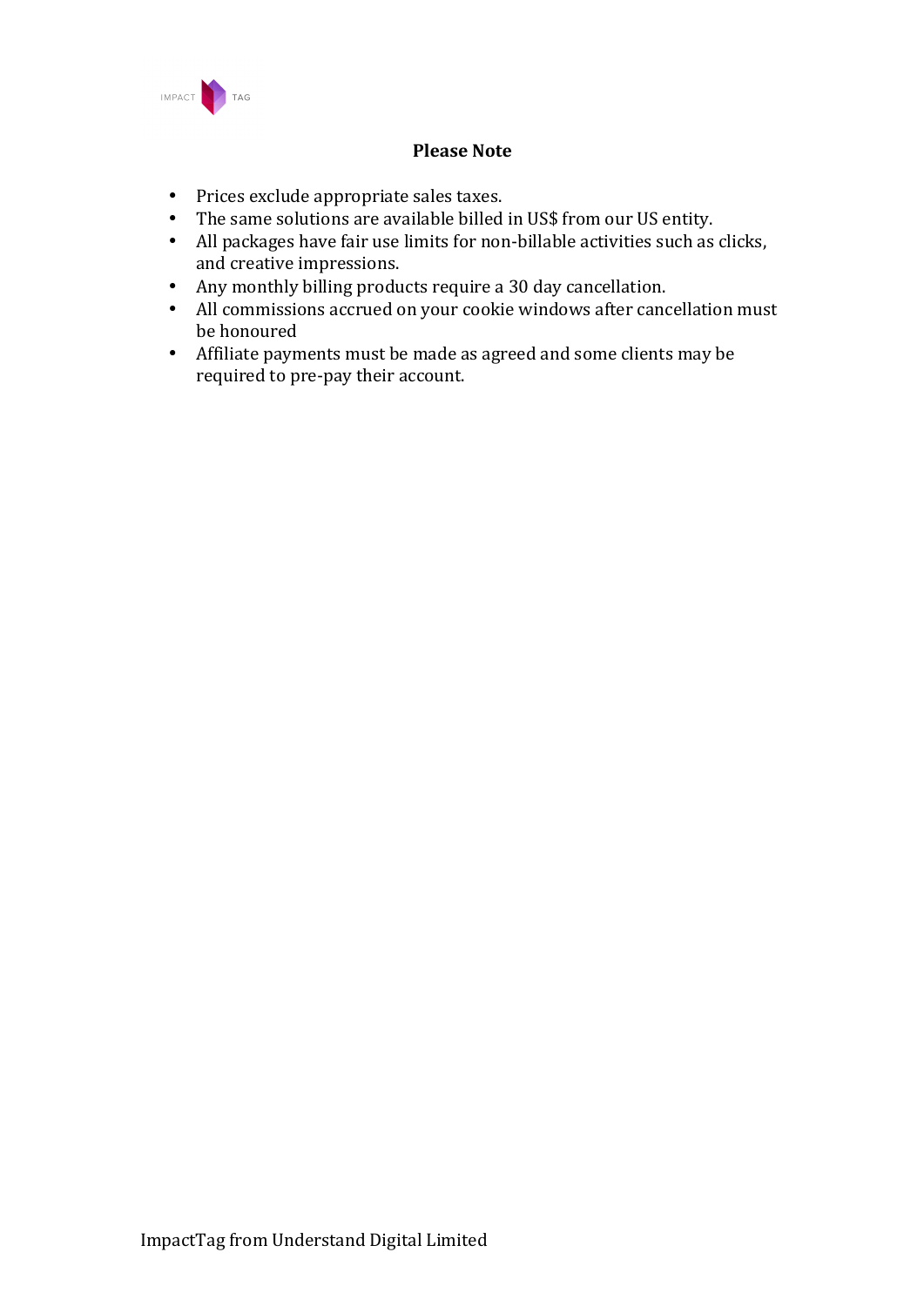**Please Note**

- Prices exclude appropriate sales taxes.
- The same solutions are available billed in US$ from our US entity.
- All packages have fair use limits for non-billable activities such as clicks, and creative impressions.
- Any monthly billing products require a 30 day cancellation.
- All commissions accrued on your cookie windows after cancellation must be honoured
- Affiliate payments must be made as agreed and some clients may be required to pre-pay their account.

ImpactTag from Understand Digital Limited